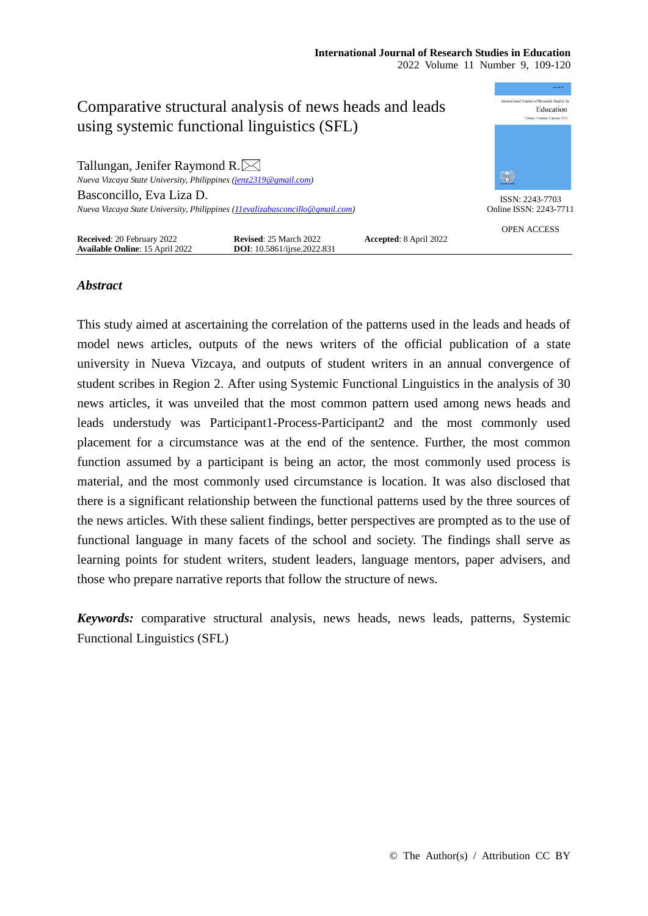# Comparative structural analysis of news heads and leads using systemic functional linguistics (SFL)

Tallungan, Jenifer Raymond R. ✉
*Nueva Vizcaya State University, Philippines (jenz2319@gmail.com)*

Basconcillo, Eva Liza D.
*Nueva Vizcaya State University, Philippines (11evalizabasconcillo@gmail.com)*

ISSN: 2243-7703
Online ISSN: 2243-7711

OPEN ACCESS

**Received**: 20 February 2022 **Revised**: 25 March 2022 **Accepted**: 8 April 2022
**Available Online**: 15 April 2022 **DOI**: 10.5861/ijrse.2022.831

## *Abstract*

This study aimed at ascertaining the correlation of the patterns used in the leads and heads of model news articles, outputs of the news writers of the official publication of a state university in Nueva Vizcaya, and outputs of student writers in an annual convergence of student scribes in Region 2. After using Systemic Functional Linguistics in the analysis of 30 news articles, it was unveiled that the most common pattern used among news heads and leads understudy was Participant1-Process-Participant2 and the most commonly used placement for a circumstance was at the end of the sentence. Further, the most common function assumed by a participant is being an actor, the most commonly used process is material, and the most commonly used circumstance is location. It was also disclosed that there is a significant relationship between the functional patterns used by the three sources of the news articles. With these salient findings, better perspectives are prompted as to the use of functional language in many facets of the school and society. The findings shall serve as learning points for student writers, student leaders, language mentors, paper advisers, and those who prepare narrative reports that follow the structure of news.

***Keywords:*** comparative structural analysis, news heads, news leads, patterns, Systemic Functional Linguistics (SFL)

© The Author(s) / Attribution CC BY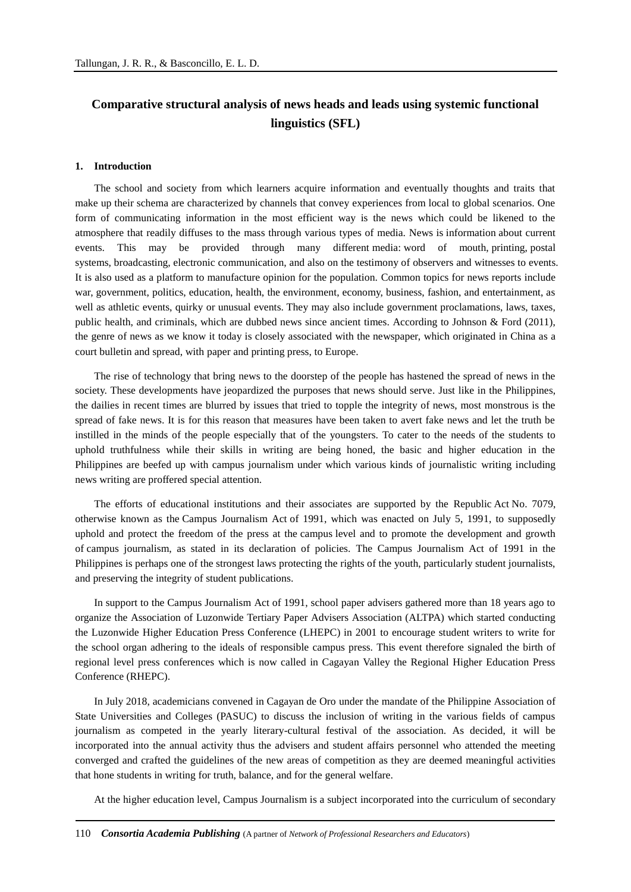# Comparative structural analysis of news heads and leads using systemic functional linguistics (SFL)

## 1. Introduction

The school and society from which learners acquire information and eventually thoughts and traits that make up their schema are characterized by channels that convey experiences from local to global scenarios. One form of communicating information in the most efficient way is the news which could be likened to the atmosphere that readily diffuses to the mass through various types of media. News is information about current events. This may be provided through many different media: word of mouth, printing, postal systems, broadcasting, electronic communication, and also on the testimony of observers and witnesses to events. It is also used as a platform to manufacture opinion for the population. Common topics for news reports include war, government, politics, education, health, the environment, economy, business, fashion, and entertainment, as well as athletic events, quirky or unusual events. They may also include government proclamations, laws, taxes, public health, and criminals, which are dubbed news since ancient times. According to Johnson & Ford (2011), the genre of news as we know it today is closely associated with the newspaper, which originated in China as a court bulletin and spread, with paper and printing press, to Europe.

The rise of technology that bring news to the doorstep of the people has hastened the spread of news in the society. These developments have jeopardized the purposes that news should serve. Just like in the Philippines, the dailies in recent times are blurred by issues that tried to topple the integrity of news, most monstrous is the spread of fake news. It is for this reason that measures have been taken to avert fake news and let the truth be instilled in the minds of the people especially that of the youngsters. To cater to the needs of the students to uphold truthfulness while their skills in writing are being honed, the basic and higher education in the Philippines are beefed up with campus journalism under which various kinds of journalistic writing including news writing are proffered special attention.

The efforts of educational institutions and their associates are supported by the Republic Act No. 7079, otherwise known as the Campus Journalism Act of 1991, which was enacted on July 5, 1991, to supposedly uphold and protect the freedom of the press at the campus level and to promote the development and growth of campus journalism, as stated in its declaration of policies. The Campus Journalism Act of 1991 in the Philippines is perhaps one of the strongest laws protecting the rights of the youth, particularly student journalists, and preserving the integrity of student publications.

In support to the Campus Journalism Act of 1991, school paper advisers gathered more than 18 years ago to organize the Association of Luzonwide Tertiary Paper Advisers Association (ALTPA) which started conducting the Luzonwide Higher Education Press Conference (LHEPC) in 2001 to encourage student writers to write for the school organ adhering to the ideals of responsible campus press. This event therefore signaled the birth of regional level press conferences which is now called in Cagayan Valley the Regional Higher Education Press Conference (RHEPC).

In July 2018, academicians convened in Cagayan de Oro under the mandate of the Philippine Association of State Universities and Colleges (PASUC) to discuss the inclusion of writing in the various fields of campus journalism as competed in the yearly literary-cultural festival of the association. As decided, it will be incorporated into the annual activity thus the advisers and student affairs personnel who attended the meeting converged and crafted the guidelines of the new areas of competition as they are deemed meaningful activities that hone students in writing for truth, balance, and for the general welfare.

At the higher education level, Campus Journalism is a subject incorporated into the curriculum of secondary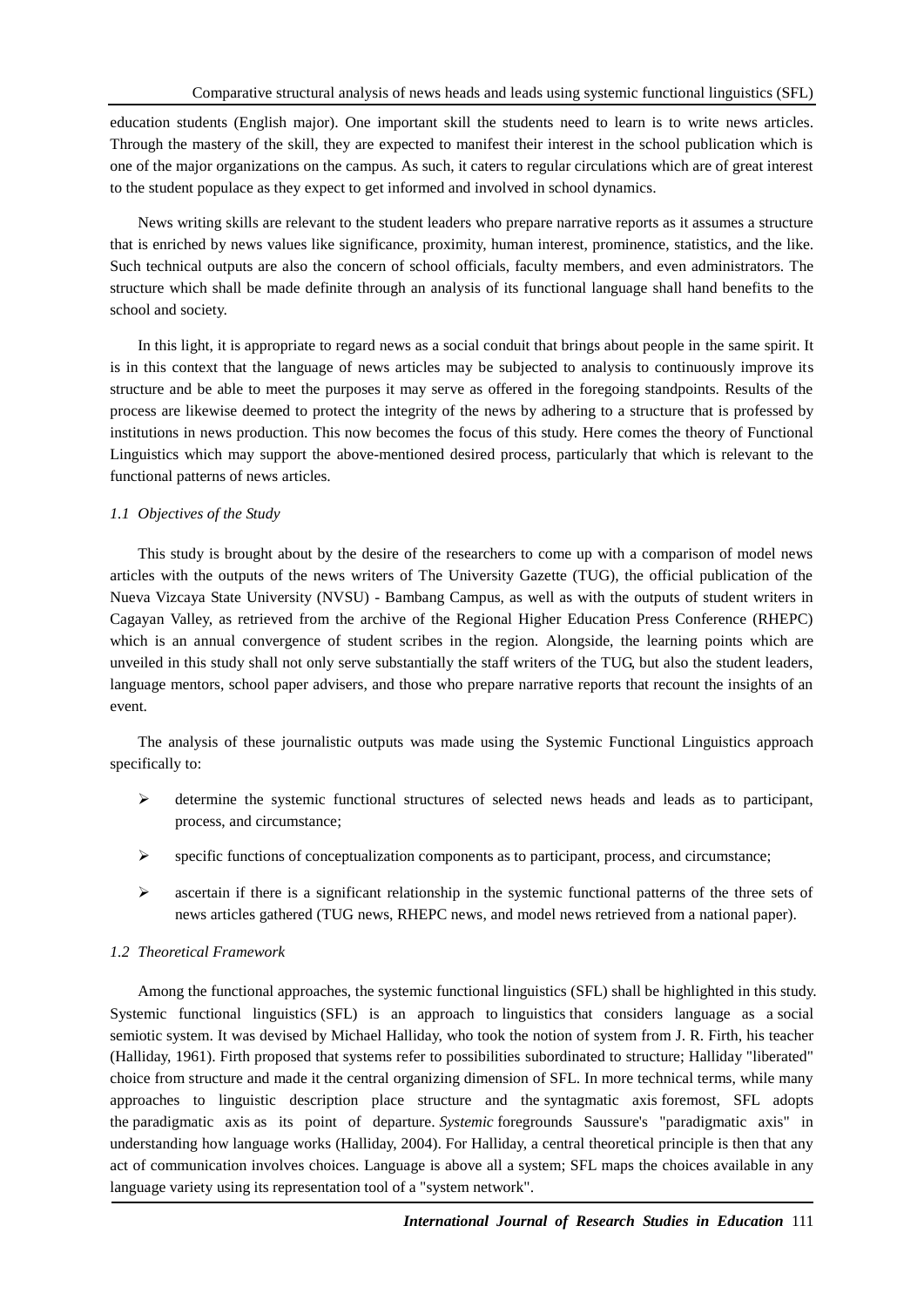education students (English major). One important skill the students need to learn is to write news articles. Through the mastery of the skill, they are expected to manifest their interest in the school publication which is one of the major organizations on the campus. As such, it caters to regular circulations which are of great interest to the student populace as they expect to get informed and involved in school dynamics.

News writing skills are relevant to the student leaders who prepare narrative reports as it assumes a structure that is enriched by news values like significance, proximity, human interest, prominence, statistics, and the like. Such technical outputs are also the concern of school officials, faculty members, and even administrators. The structure which shall be made definite through an analysis of its functional language shall hand benefits to the school and society.

In this light, it is appropriate to regard news as a social conduit that brings about people in the same spirit. It is in this context that the language of news articles may be subjected to analysis to continuously improve its structure and be able to meet the purposes it may serve as offered in the foregoing standpoints. Results of the process are likewise deemed to protect the integrity of the news by adhering to a structure that is professed by institutions in news production. This now becomes the focus of this study. Here comes the theory of Functional Linguistics which may support the above-mentioned desired process, particularly that which is relevant to the functional patterns of news articles.

### *1.1 Objectives of the Study*

This study is brought about by the desire of the researchers to come up with a comparison of model news articles with the outputs of the news writers of The University Gazette (TUG), the official publication of the Nueva Vizcaya State University (NVSU) - Bambang Campus, as well as with the outputs of student writers in Cagayan Valley, as retrieved from the archive of the Regional Higher Education Press Conference (RHEPC) which is an annual convergence of student scribes in the region. Alongside, the learning points which are unveiled in this study shall not only serve substantially the staff writers of the TUG, but also the student leaders, language mentors, school paper advisers, and those who prepare narrative reports that recount the insights of an event.

The analysis of these journalistic outputs was made using the Systemic Functional Linguistics approach specifically to:

- determine the systemic functional structures of selected news heads and leads as to participant, process, and circumstance;
- specific functions of conceptualization components as to participant, process, and circumstance;
- ascertain if there is a significant relationship in the systemic functional patterns of the three sets of news articles gathered (TUG news, RHEPC news, and model news retrieved from a national paper).

### *1.2 Theoretical Framework*

Among the functional approaches, the systemic functional linguistics (SFL) shall be highlighted in this study. Systemic functional linguistics (SFL) is an approach to linguistics that considers language as a social semiotic system. It was devised by Michael Halliday, who took the notion of system from J. R. Firth, his teacher (Halliday, 1961). Firth proposed that systems refer to possibilities subordinated to structure; Halliday "liberated" choice from structure and made it the central organizing dimension of SFL. In more technical terms, while many approaches to linguistic description place structure and the syntagmatic axis foremost, SFL adopts the paradigmatic axis as its point of departure. *Systemic* foregrounds Saussure's "paradigmatic axis" in understanding how language works (Halliday, 2004). For Halliday, a central theoretical principle is then that any act of communication involves choices. Language is above all a system; SFL maps the choices available in any language variety using its representation tool of a "system network".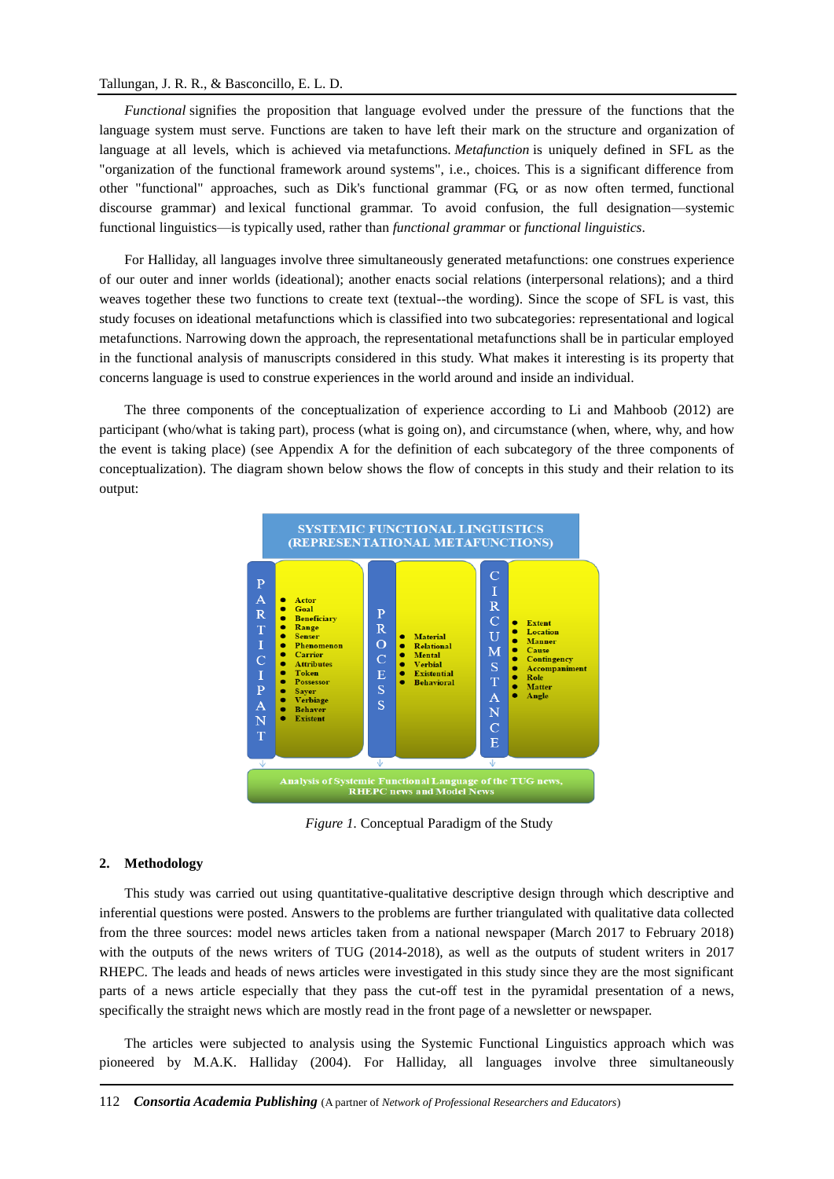*Functional* signifies the proposition that language evolved under the pressure of the functions that the language system must serve. Functions are taken to have left their mark on the structure and organization of language at all levels, which is achieved via metafunctions. *Metafunction* is uniquely defined in SFL as the "organization of the functional framework around systems", i.e., choices. This is a significant difference from other "functional" approaches, such as Dik's functional grammar (FG, or as now often termed, functional discourse grammar) and lexical functional grammar. To avoid confusion, the full designation—systemic functional linguistics—is typically used, rather than *functional grammar* or *functional linguistics*.

For Halliday, all languages involve three simultaneously generated metafunctions: one construes experience of our outer and inner worlds (ideational); another enacts social relations (interpersonal relations); and a third weaves together these two functions to create text (textual--the wording). Since the scope of SFL is vast, this study focuses on ideational metafunctions which is classified into two subcategories: representational and logical metafunctions. Narrowing down the approach, the representational metafunctions shall be in particular employed in the functional analysis of manuscripts considered in this study. What makes it interesting is its property that concerns language is used to construe experiences in the world around and inside an individual.

The three components of the conceptualization of experience according to Li and Mahboob (2012) are participant (who/what is taking part), process (what is going on), and circumstance (when, where, why, and how the event is taking place) (see Appendix A for the definition of each subcategory of the three components of conceptualization). The diagram shown below shows the flow of concepts in this study and their relation to its output:

SYSTEMIC FUNCTIONAL LINGUISTICS (REPRESENTATIONAL METAFUNCTIONS)

| PARTICIPANT | PROCESS | CIRCUMSTANCE |
| --- | --- | --- |
| • Actor<br>• Goal<br>• Beneficiary<br>• Range<br>• Senser<br>• Phenomenon<br>• Carrier<br>• Attributes<br>• Token<br>• Possessor<br>• Sayer<br>• Verbiage<br>• Behaver<br>• Existent | • Material<br>• Relational<br>• Mental<br>• Verbial<br>• Existential<br>• Behavioral | • Extent<br>• Location<br>• Manner<br>• Cause<br>• Contingency<br>• Accompaniment<br>• Role<br>• Matter<br>• Angle |

Analysis of Systemic Functional Language of the TUG news, RHEPC news and Model News

*Figure 1.* Conceptual Paradigm of the Study

## 2. Methodology

This study was carried out using quantitative-qualitative descriptive design through which descriptive and inferential questions were posted. Answers to the problems are further triangulated with qualitative data collected from the three sources: model news articles taken from a national newspaper (March 2017 to February 2018) with the outputs of the news writers of TUG (2014-2018), as well as the outputs of student writers in 2017 RHEPC. The leads and heads of news articles were investigated in this study since they are the most significant parts of a news article especially that they pass the cut-off test in the pyramidal presentation of a news, specifically the straight news which are mostly read in the front page of a newsletter or newspaper.

The articles were subjected to analysis using the Systemic Functional Linguistics approach which was pioneered by M.A.K. Halliday (2004). For Halliday, all languages involve three simultaneously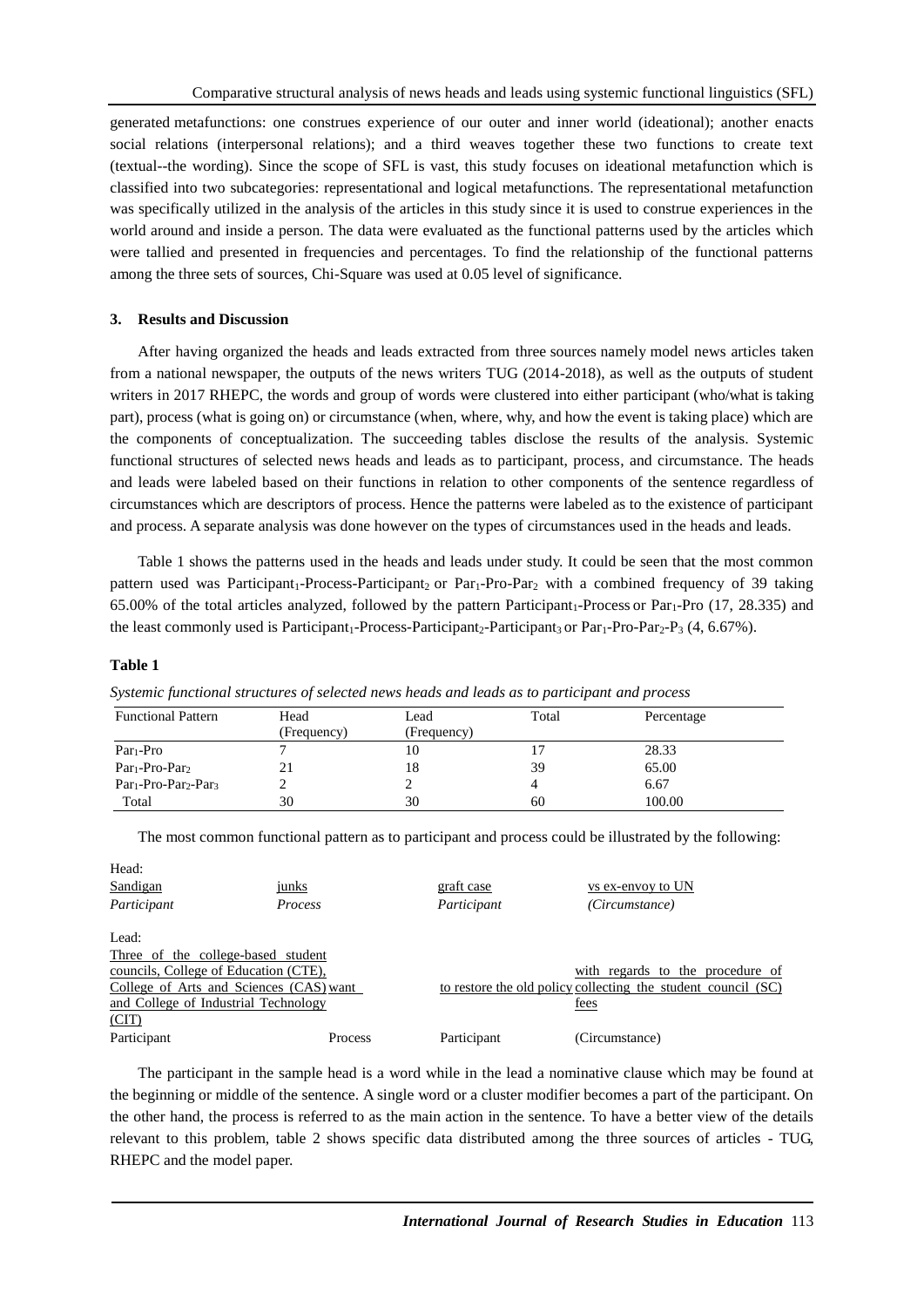generated metafunctions: one construes experience of our outer and inner world (ideational); another enacts social relations (interpersonal relations); and a third weaves together these two functions to create text (textual--the wording). Since the scope of SFL is vast, this study focuses on ideational metafunction which is classified into two subcategories: representational and logical metafunctions. The representational metafunction was specifically utilized in the analysis of the articles in this study since it is used to construe experiences in the world around and inside a person. The data were evaluated as the functional patterns used by the articles which were tallied and presented in frequencies and percentages. To find the relationship of the functional patterns among the three sets of sources, Chi-Square was used at 0.05 level of significance.

## 3. Results and Discussion

After having organized the heads and leads extracted from three sources namely model news articles taken from a national newspaper, the outputs of the news writers TUG (2014-2018), as well as the outputs of student writers in 2017 RHEPC, the words and group of words were clustered into either participant (who/what is taking part), process (what is going on) or circumstance (when, where, why, and how the event is taking place) which are the components of conceptualization. The succeeding tables disclose the results of the analysis. Systemic functional structures of selected news heads and leads as to participant, process, and circumstance. The heads and leads were labeled based on their functions in relation to other components of the sentence regardless of circumstances which are descriptors of process. Hence the patterns were labeled as to the existence of participant and process. A separate analysis was done however on the types of circumstances used in the heads and leads.

Table 1 shows the patterns used in the heads and leads under study. It could be seen that the most common pattern used was $\text{Participant}_1$-Process-$\text{Participant}_2$ or $\text{Par}_1$-Pro-$\text{Par}_2$ with a combined frequency of 39 taking 65.00% of the total articles analyzed, followed by the pattern $\text{Participant}_1$-Process or $\text{Par}_1$-Pro (17, 28.335) and the least commonly used is $\text{Participant}_1$-Process-$\text{Participant}_2$-$\text{Participant}_3$ or $\text{Par}_1$-Pro-$\text{Par}_2$-$\text{P}_3$ (4, 6.67%).

**Table 1**

*Systemic functional structures of selected news heads and leads as to participant and process*

| Functional Pattern | Head (Frequency) | Lead (Frequency) | Total | Percentage |
|---|---|---|---|---|
| $\text{Par}_1$-Pro | 7 | 10 | 17 | 28.33 |
| $\text{Par}_1$-Pro-$\text{Par}_2$ | 21 | 18 | 39 | 65.00 |
| $\text{Par}_1$-Pro-$\text{Par}_2$-$\text{Par}_3$ | 2 | 2 | 4 | 6.67 |
| Total | 30 | 30 | 60 | 100.00 |

The most common functional pattern as to participant and process could be illustrated by the following:

Head:

| Sandigan | junks | graft case | vs ex-envoy to UN |
|---|---|---|---|
| *Participant* | *Process* | *Participant* | *(Circumstance)* |

Lead:

| Three of the college-based student councils, College of Education (CTE), College of Arts and Sciences (CAS) and College of Industrial Technology (CIT) | want | to restore the old policy | with regards to the procedure of collecting the student council (SC) fees |
|---|---|---|---|
| Participant | Process | Participant | (Circumstance) |

The participant in the sample head is a word while in the lead a nominative clause which may be found at the beginning or middle of the sentence. A single word or a cluster modifier becomes a part of the participant. On the other hand, the process is referred to as the main action in the sentence. To have a better view of the details relevant to this problem, table 2 shows specific data distributed among the three sources of articles - TUG, RHEPC and the model paper.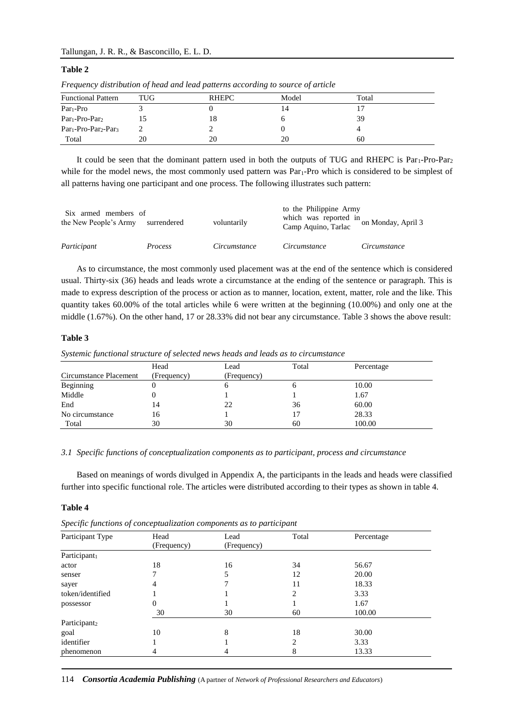**Table 2**

*Frequency distribution of head and lead patterns according to source of article*

| Functional Pattern | TUG | RHEPC | Model | Total |
|---|---|---|---|---|
| $Par_1$-Pro | 3 | 0 | 14 | 17 |
| $Par_1$-Pro-$Par_2$ | 15 | 18 | 6 | 39 |
| $Par_1$-Pro-$Par_2$-$Par_3$ | 2 | 2 | 0 | 4 |
| Total | 20 | 20 | 20 | 60 |

It could be seen that the dominant pattern used in both the outputs of TUG and RHEPC is $Par_1$-Pro-$Par_2$ while for the model news, the most commonly used pattern was $Par_1$-Pro which is considered to be simplest of all patterns having one participant and one process. The following illustrates such pattern:

| Six armed members of the New People's Army | surrendered | voluntarily | to the Philippine Army which was reported in Camp Aquino, Tarlac | on Monday, April 3 |
|---|---|---|---|---|
| *Participant* | *Process* | *Circumstance* | *Circumstance* | *Circumstance* |

As to circumstance, the most commonly used placement was at the end of the sentence which is considered usual. Thirty-six (36) heads and leads wrote a circumstance at the ending of the sentence or paragraph. This is made to express description of the process or action as to manner, location, extent, matter, role and the like. This quantity takes 60.00% of the total articles while 6 were written at the beginning (10.00%) and only one at the middle (1.67%). On the other hand, 17 or 28.33% did not bear any circumstance. Table 3 shows the above result:

**Table 3**

*Systemic functional structure of selected news heads and leads as to circumstance*

| Circumstance Placement | Head (Frequency) | Lead (Frequency) | Total | Percentage |
|---|---|---|---|---|
| Beginning | 0 | 6 | 6 | 10.00 |
| Middle | 0 | 1 | 1 | 1.67 |
| End | 14 | 22 | 36 | 60.00 |
| No circumstance | 16 | 1 | 17 | 28.33 |
| Total | 30 | 30 | 60 | 100.00 |

### *3.1 Specific functions of conceptualization components as to participant, process and circumstance*

Based on meanings of words divulged in Appendix A, the participants in the leads and heads were classified further into specific functional role. The articles were distributed according to their types as shown in table 4.

**Table 4**

*Specific functions of conceptualization components as to participant*

| Participant Type | Head (Frequency) | Lead (Frequency) | Total | Percentage |
|---|---|---|---|---|
| $Participant_1$ | | | | |
| actor | 18 | 16 | 34 | 56.67 |
| senser | 7 | 5 | 12 | 20.00 |
| sayer | 4 | 7 | 11 | 18.33 |
| token/identified | 1 | 1 | 2 | 3.33 |
| possessor | 0 | 1 | 1 | 1.67 |
| | 30 | 30 | 60 | 100.00 |
| $Participant_2$ | | | | |
| goal | 10 | 8 | 18 | 30.00 |
| identifier | 1 | 1 | 2 | 3.33 |
| phenomenon | 4 | 4 | 8 | 13.33 |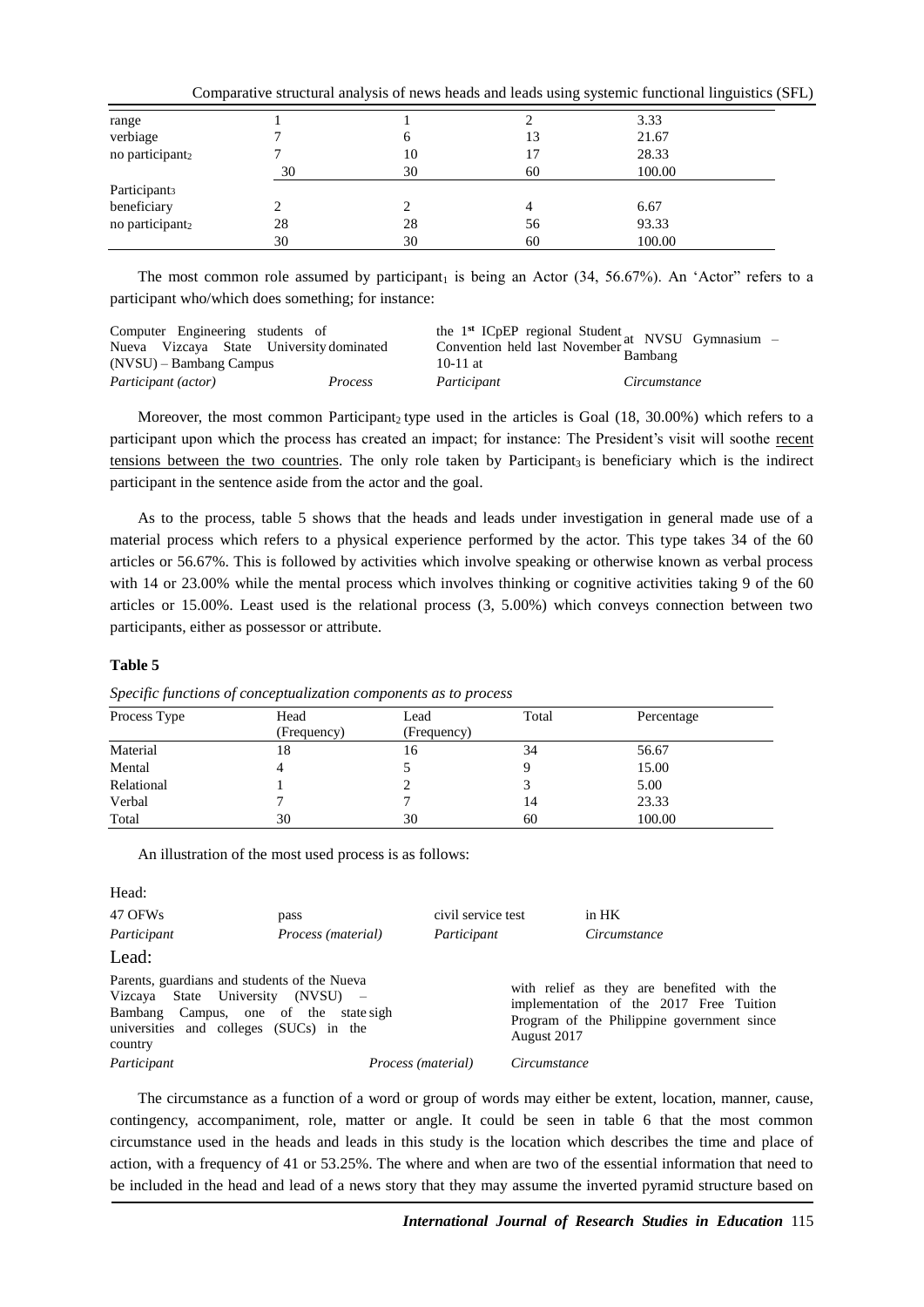| range | 1 | 1 | 2 | 3.33 |
|---|---|---|---|---|
| verbiage | 7 | 6 | 13 | 21.67 |
| no participant$_2$ | 7 | 10 | 17 | 28.33 |
| | 30 | 30 | 60 | 100.00 |
| Participant$_3$ | | | | |
| beneficiary | 2 | 2 | 4 | 6.67 |
| no participant$_2$ | 28 | 28 | 56 | 93.33 |
| | 30 | 30 | 60 | 100.00 |

The most common role assumed by participant$_1$ is being an Actor (34, 56.67%). An 'Actor" refers to a participant who/which does something; for instance:

| Computer Engineering students of Nueva Vizcaya State University (NVSU) – Bambang Campus | dominated | the 1st ICpEP regional Student Convention held last November 10-11 at | at NVSU Gymnasium – Bambang |
|---|---|---|---|
| *Participant (actor)* | *Process* | *Participant* | *Circumstance* |

Moreover, the most common Participant$_2$ type used in the articles is Goal (18, 30.00%) which refers to a participant upon which the process has created an impact; for instance: The President's visit will soothe recent tensions between the two countries. The only role taken by Participant$_3$ is beneficiary which is the indirect participant in the sentence aside from the actor and the goal.

As to the process, table 5 shows that the heads and leads under investigation in general made use of a material process which refers to a physical experience performed by the actor. This type takes 34 of the 60 articles or 56.67%. This is followed by activities which involve speaking or otherwise known as verbal process with 14 or 23.00% while the mental process which involves thinking or cognitive activities taking 9 of the 60 articles or 15.00%. Least used is the relational process (3, 5.00%) which conveys connection between two participants, either as possessor or attribute.

**Table 5**

*Specific functions of conceptualization components as to process*

| Process Type | Head (Frequency) | Lead (Frequency) | Total | Percentage |
|---|---|---|---|---|
| Material | 18 | 16 | 34 | 56.67 |
| Mental | 4 | 5 | 9 | 15.00 |
| Relational | 1 | 2 | 3 | 5.00 |
| Verbal | 7 | 7 | 14 | 23.33 |
| Total | 30 | 30 | 60 | 100.00 |

An illustration of the most used process is as follows:

Head:

| 47 OFWs | pass | civil service test | in HK |
|---|---|---|---|
| *Participant* | *Process (material)* | *Participant* | *Circumstance* |

Lead:

| Parents, guardians and students of the Nueva Vizcaya State University (NVSU) – Bambang Campus, one of the state universities and colleges (SUCs) in the country | sigh | with relief as they are benefited with the implementation of the 2017 Free Tuition Program of the Philippine government since August 2017 |
|---|---|---|
| *Participant* | *Process (material)* | *Circumstance* |

The circumstance as a function of a word or group of words may either be extent, location, manner, cause, contingency, accompaniment, role, matter or angle. It could be seen in table 6 that the most common circumstance used in the heads and leads in this study is the location which describes the time and place of action, with a frequency of 41 or 53.25%. The where and when are two of the essential information that need to be included in the head and lead of a news story that they may assume the inverted pyramid structure based on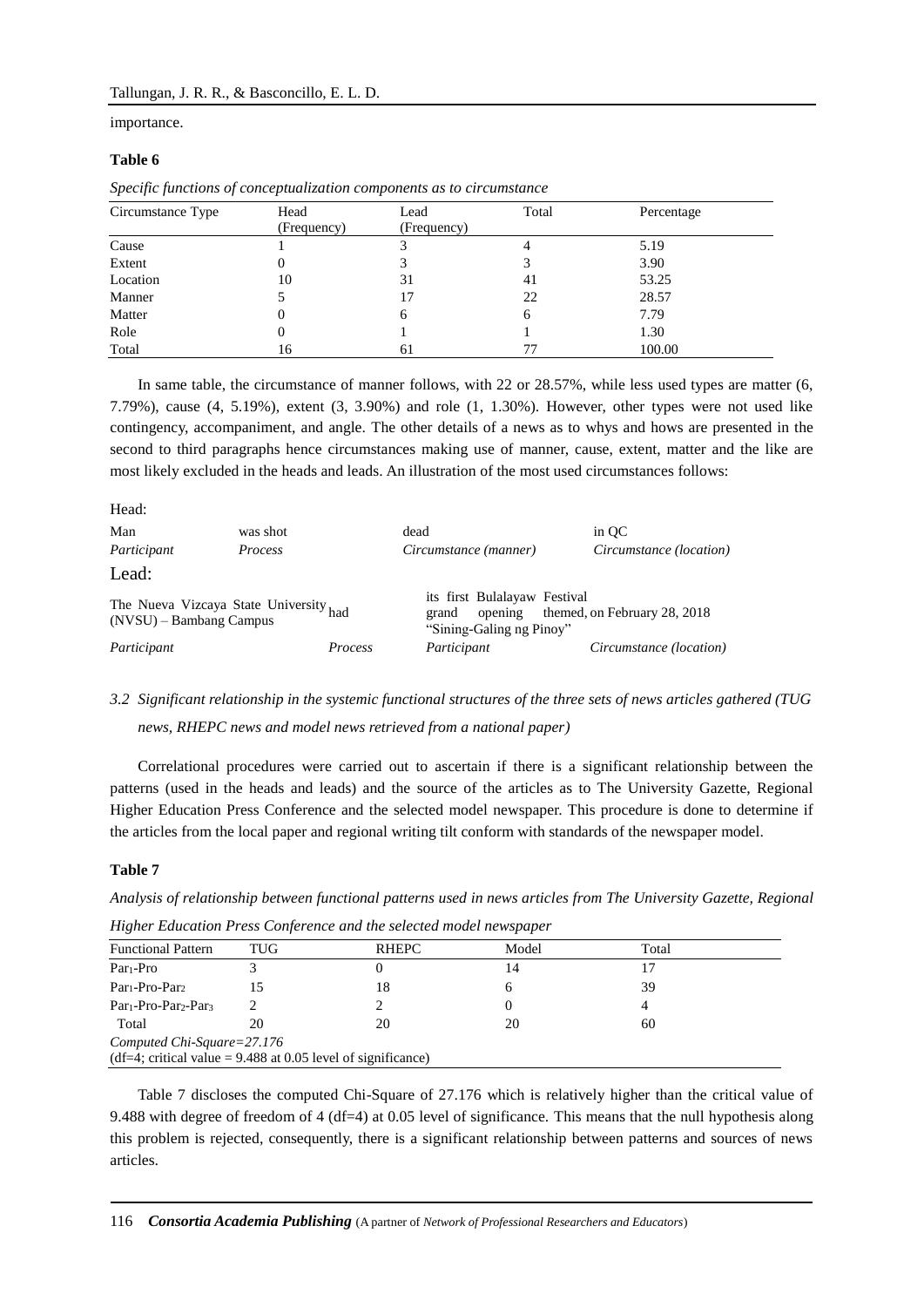importance.

**Table 6**

*Specific functions of conceptualization components as to circumstance*

| Circumstance Type | Head (Frequency) | Lead (Frequency) | Total | Percentage |
|---|---|---|---|---|
| Cause | 1 | 3 | 4 | 5.19 |
| Extent | 0 | 3 | 3 | 3.90 |
| Location | 10 | 31 | 41 | 53.25 |
| Manner | 5 | 17 | 22 | 28.57 |
| Matter | 0 | 6 | 6 | 7.79 |
| Role | 0 | 1 | 1 | 1.30 |
| Total | 16 | 61 | 77 | 100.00 |

In same table, the circumstance of manner follows, with 22 or 28.57%, while less used types are matter (6, 7.79%), cause (4, 5.19%), extent (3, 3.90%) and role (1, 1.30%). However, other types were not used like contingency, accompaniment, and angle. The other details of a news as to whys and hows are presented in the second to third paragraphs hence circumstances making use of manner, cause, extent, matter and the like are most likely excluded in the heads and leads. An illustration of the most used circumstances follows:

Head:

| Man | was shot | dead | in QC |
|---|---|---|---|
| *Participant* | *Process* | *Circumstance (manner)* | *Circumstance (location)* |

Lead:

| The Nueva Vizcaya State University (NVSU) – Bambang Campus | had | its first Bulalayaw Festival grand opening themed, "Sining-Galing ng Pinoy" | on February 28, 2018 |
|---|---|---|---|
| *Participant* | *Process* | *Participant* | *Circumstance (location)* |

*3.2 Significant relationship in the systemic functional structures of the three sets of news articles gathered (TUG news, RHEPC news and model news retrieved from a national paper)*

Correlational procedures were carried out to ascertain if there is a significant relationship between the patterns (used in the heads and leads) and the source of the articles as to The University Gazette, Regional Higher Education Press Conference and the selected model newspaper. This procedure is done to determine if the articles from the local paper and regional writing tilt conform with standards of the newspaper model.

**Table 7**

*Analysis of relationship between functional patterns used in news articles from The University Gazette, Regional Higher Education Press Conference and the selected model newspaper*

| Functional Pattern | TUG | RHEPC | Model | Total |
|---|---|---|---|---|
| $Par_1$-Pro | 3 | 0 | 14 | 17 |
| $Par_1$-Pro-$Par_2$ | 15 | 18 | 6 | 39 |
| $Par_1$-Pro-$Par_2$-$Par_3$ | 2 | 2 | 0 | 4 |
| Total | 20 | 20 | 20 | 60 |

*Computed Chi-Square=27.176*
(df=4; critical value = 9.488 at 0.05 level of significance)

Table 7 discloses the computed Chi-Square of 27.176 which is relatively higher than the critical value of 9.488 with degree of freedom of 4 (df=4) at 0.05 level of significance. This means that the null hypothesis along this problem is rejected, consequently, there is a significant relationship between patterns and sources of news articles.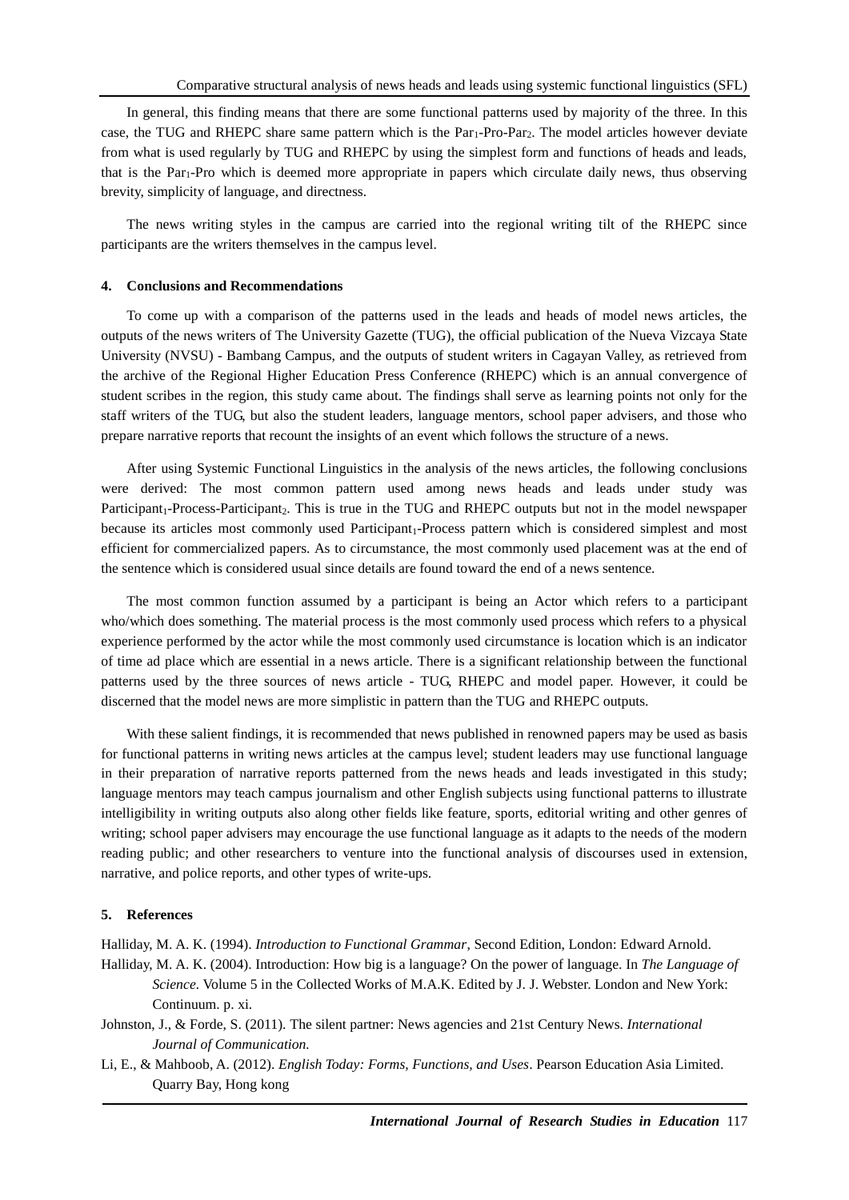In general, this finding means that there are some functional patterns used by majority of the three. In this case, the TUG and RHEPC share same pattern which is the $Par_1$-Pro-$Par_2$. The model articles however deviate from what is used regularly by TUG and RHEPC by using the simplest form and functions of heads and leads, that is the $Par_1$-Pro which is deemed more appropriate in papers which circulate daily news, thus observing brevity, simplicity of language, and directness.

The news writing styles in the campus are carried into the regional writing tilt of the RHEPC since participants are the writers themselves in the campus level.

## 4. Conclusions and Recommendations

To come up with a comparison of the patterns used in the leads and heads of model news articles, the outputs of the news writers of The University Gazette (TUG), the official publication of the Nueva Vizcaya State University (NVSU) - Bambang Campus, and the outputs of student writers in Cagayan Valley, as retrieved from the archive of the Regional Higher Education Press Conference (RHEPC) which is an annual convergence of student scribes in the region, this study came about. The findings shall serve as learning points not only for the staff writers of the TUG, but also the student leaders, language mentors, school paper advisers, and those who prepare narrative reports that recount the insights of an event which follows the structure of a news.

After using Systemic Functional Linguistics in the analysis of the news articles, the following conclusions were derived: The most common pattern used among news heads and leads under study was $Participant_1$-Process-$Participant_2$. This is true in the TUG and RHEPC outputs but not in the model newspaper because its articles most commonly used $Participant_1$-Process pattern which is considered simplest and most efficient for commercialized papers. As to circumstance, the most commonly used placement was at the end of the sentence which is considered usual since details are found toward the end of a news sentence.

The most common function assumed by a participant is being an Actor which refers to a participant who/which does something. The material process is the most commonly used process which refers to a physical experience performed by the actor while the most commonly used circumstance is location which is an indicator of time ad place which are essential in a news article. There is a significant relationship between the functional patterns used by the three sources of news article - TUG, RHEPC and model paper. However, it could be discerned that the model news are more simplistic in pattern than the TUG and RHEPC outputs.

With these salient findings, it is recommended that news published in renowned papers may be used as basis for functional patterns in writing news articles at the campus level; student leaders may use functional language in their preparation of narrative reports patterned from the news heads and leads investigated in this study; language mentors may teach campus journalism and other English subjects using functional patterns to illustrate intelligibility in writing outputs also along other fields like feature, sports, editorial writing and other genres of writing; school paper advisers may encourage the use functional language as it adapts to the needs of the modern reading public; and other researchers to venture into the functional analysis of discourses used in extension, narrative, and police reports, and other types of write-ups.

## 5. References

Halliday, M. A. K. (1994). *Introduction to Functional Grammar*, Second Edition, London: Edward Arnold.

Halliday, M. A. K. (2004). Introduction: How big is a language? On the power of language. In *The Language of Science*. Volume 5 in the Collected Works of M.A.K. Edited by J. J. Webster. London and New York: Continuum. p. xi.

Johnston, J., & Forde, S. (2011). The silent partner: News agencies and 21st Century News. *International Journal of Communication.*

Li, E., & Mahboob, A. (2012). *English Today: Forms, Functions, and Uses*. Pearson Education Asia Limited. Quarry Bay, Hong kong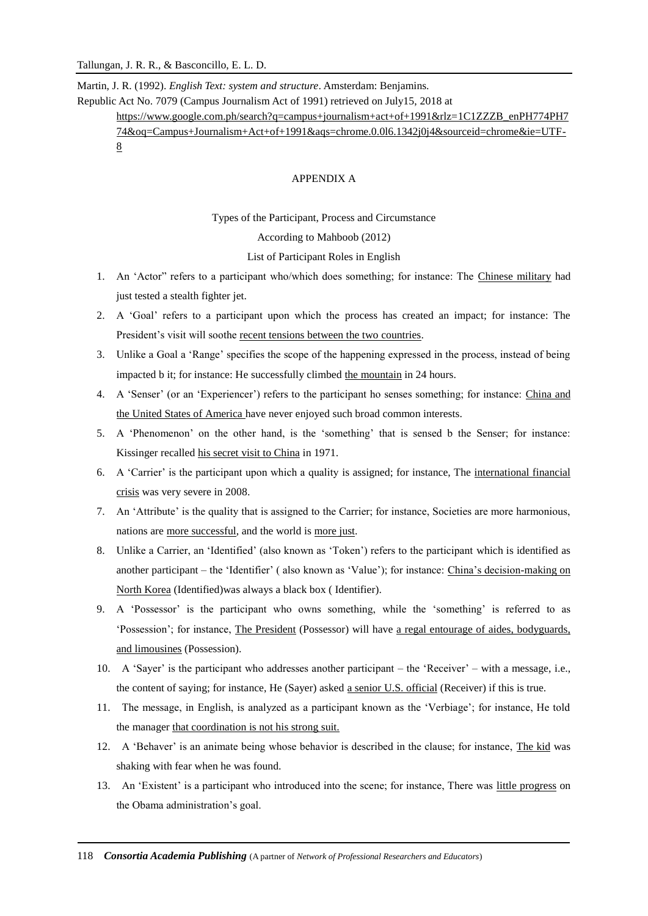Martin, J. R. (1992). *English Text: system and structure*. Amsterdam: Benjamins.

Republic Act No. 7079 (Campus Journalism Act of 1991) retrieved on July15, 2018 at https://www.google.com.ph/search?q=campus+journalism+act+of+1991&rlz=1C1ZZZB_enPH774PH774&oq=Campus+Journalism+Act+of+1991&aqs=chrome.0.0l6.1342j0j4&sourceid=chrome&ie=UTF-8

## APPENDIX A

Types of the Participant, Process and Circumstance

According to Mahboob (2012)

List of Participant Roles in English

1. An 'Actor" refers to a participant who/which does something; for instance: The Chinese military had just tested a stealth fighter jet.
2. A 'Goal' refers to a participant upon which the process has created an impact; for instance: The President's visit will soothe recent tensions between the two countries.
3. Unlike a Goal a 'Range' specifies the scope of the happening expressed in the process, instead of being impacted b it; for instance: He successfully climbed the mountain in 24 hours.
4. A 'Senser' (or an 'Experiencer') refers to the participant ho senses something; for instance: China and the United States of America have never enjoyed such broad common interests.
5. A 'Phenomenon' on the other hand, is the 'something' that is sensed b the Senser; for instance: Kissinger recalled his secret visit to China in 1971.
6. A 'Carrier' is the participant upon which a quality is assigned; for instance, The international financial crisis was very severe in 2008.
7. An 'Attribute' is the quality that is assigned to the Carrier; for instance, Societies are more harmonious, nations are more successful, and the world is more just.
8. Unlike a Carrier, an 'Identified' (also known as 'Token') refers to the participant which is identified as another participant – the 'Identifier' ( also known as 'Value'); for instance: China's decision-making on North Korea (Identified)was always a black box ( Identifier).
9. A 'Possessor' is the participant who owns something, while the 'something' is referred to as 'Possession'; for instance, The President (Possessor) will have a regal entourage of aides, bodyguards, and limousines (Possession).
10. A 'Sayer' is the participant who addresses another participant – the 'Receiver' – with a message, i.e., the content of saying; for instance, He (Sayer) asked a senior U.S. official (Receiver) if this is true.
11. The message, in English, is analyzed as a participant known as the 'Verbiage'; for instance, He told the manager that coordination is not his strong suit.
12. A 'Behaver' is an animate being whose behavior is described in the clause; for instance, The kid was shaking with fear when he was found.
13. An 'Existent' is a participant who introduced into the scene; for instance, There was little progress on the Obama administration's goal.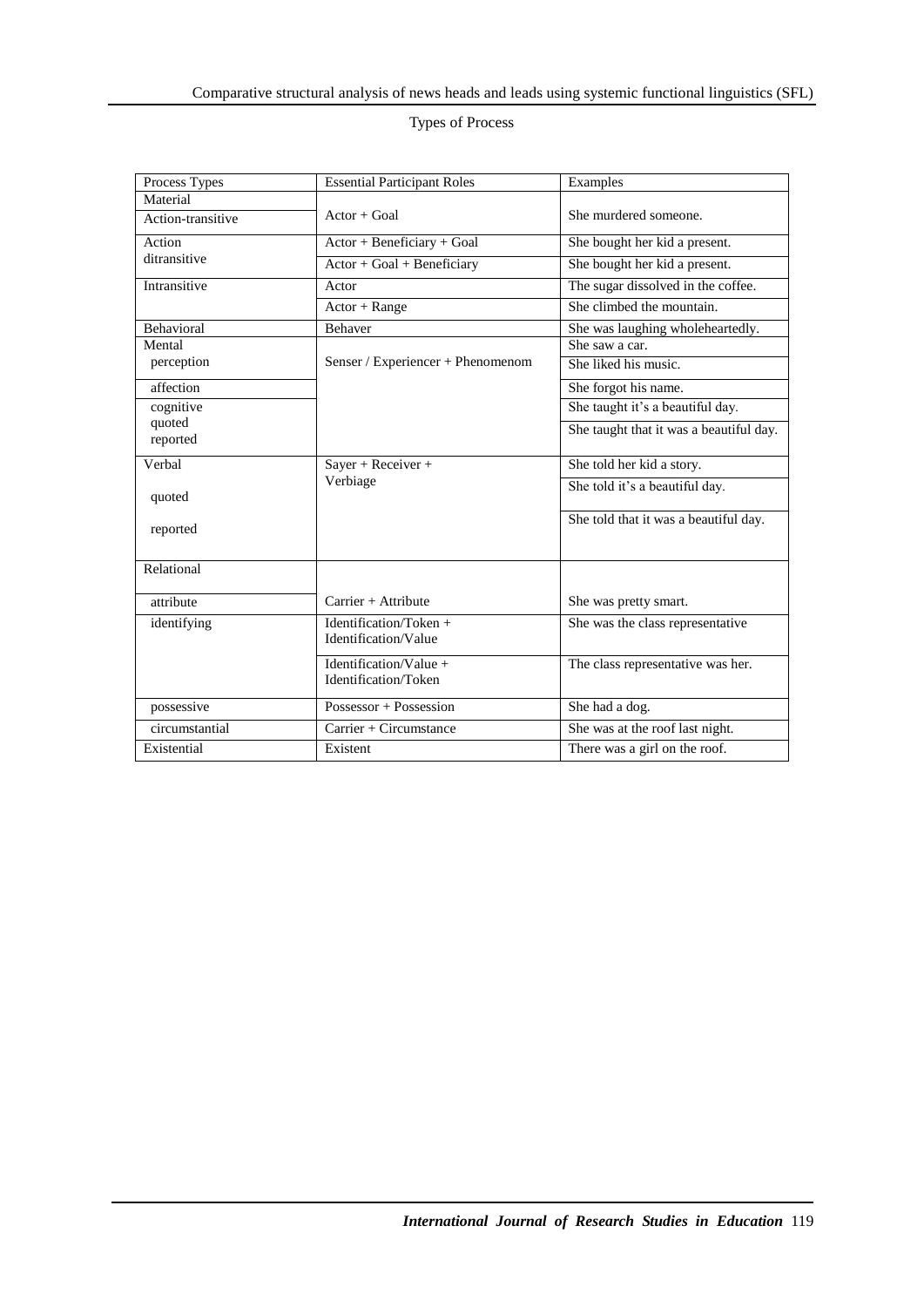Types of Process

| Process Types | Essential Participant Roles | Examples |
|---|---|---|
| Material<br>Action-transitive | Actor + Goal | She murdered someone. |
| Action ditransitive | Actor + Beneficiary + Goal | She bought her kid a present. |
| | Actor + Goal + Beneficiary | She bought her kid a present. |
| Intransitive | Actor | The sugar dissolved in the coffee. |
| | Actor + Range | She climbed the mountain. |
| Behavioral | Behaver | She was laughing wholeheartedly. |
| Mental<br>perception | Senser / Experiencer + Phenomenom | She saw a car.<br>She liked his music. |
| affection | | She forgot his name. |
| cognitive<br>quoted<br>reported | | She taught it's a beautiful day.<br>She taught that it was a beautiful day. |
| Verbal<br>quoted<br>reported | Sayer + Receiver + Verbiage | She told her kid a story.<br>She told it's a beautiful day.<br>She told that it was a beautiful day. |
| Relational<br>attribute | Carrier + Attribute | She was pretty smart. |
| identifying | Identification/Token + Identification/Value | She was the class representative |
| | Identification/Value + Identification/Token | The class representative was her. |
| possessive | Possessor + Possession | She had a dog. |
| circumstantial | Carrier + Circumstance | She was at the roof last night. |
| Existential | Existent | There was a girl on the roof. |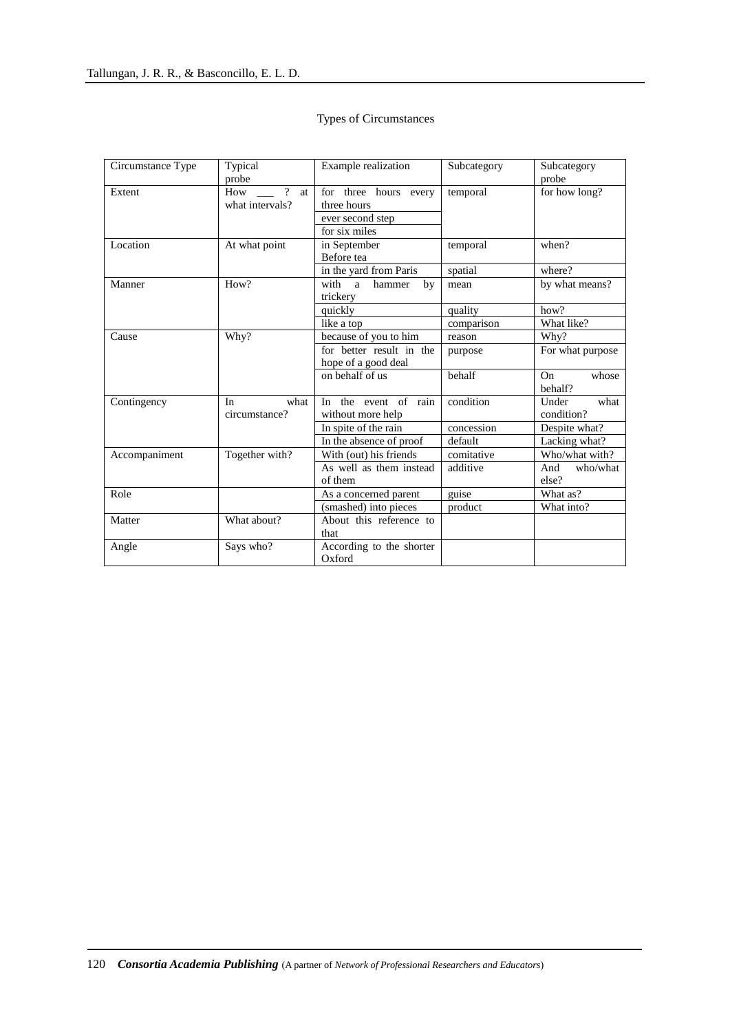Types of Circumstances

| Circumstance Type | Typical probe | Example realization | Subcategory | Subcategory probe |
|---|---|---|---|---|
| Extent | How ___ ? at what intervals? | for three hours every three hours | temporal | for how long? |
| | | ever second step | | |
| | | for six miles | | |
| Location | At what point | in September Before tea | temporal | when? |
| | | in the yard from Paris | spatial | where? |
| Manner | How? | with a hammer by trickery | mean | by what means? |
| | | quickly | quality | how? |
| | | like a top | comparison | What like? |
| Cause | Why? | because of you to him | reason | Why? |
| | | for better result in the hope of a good deal | purpose | For what purpose |
| | | on behalf of us | behalf | On whose behalf? |
| Contingency | In what circumstance? | In the event of rain without more help | condition | Under what condition? |
| | | In spite of the rain | concession | Despite what? |
| | | In the absence of proof | default | Lacking what? |
| Accompaniment | Together with? | With (out) his friends | comitative | Who/what with? |
| | | As well as them instead of them | additive | And who/what else? |
| Role | | As a concerned parent | guise | What as? |
| | | (smashed) into pieces | product | What into? |
| Matter | What about? | About this reference to that | | |
| Angle | Says who? | According to the shorter Oxford | | |